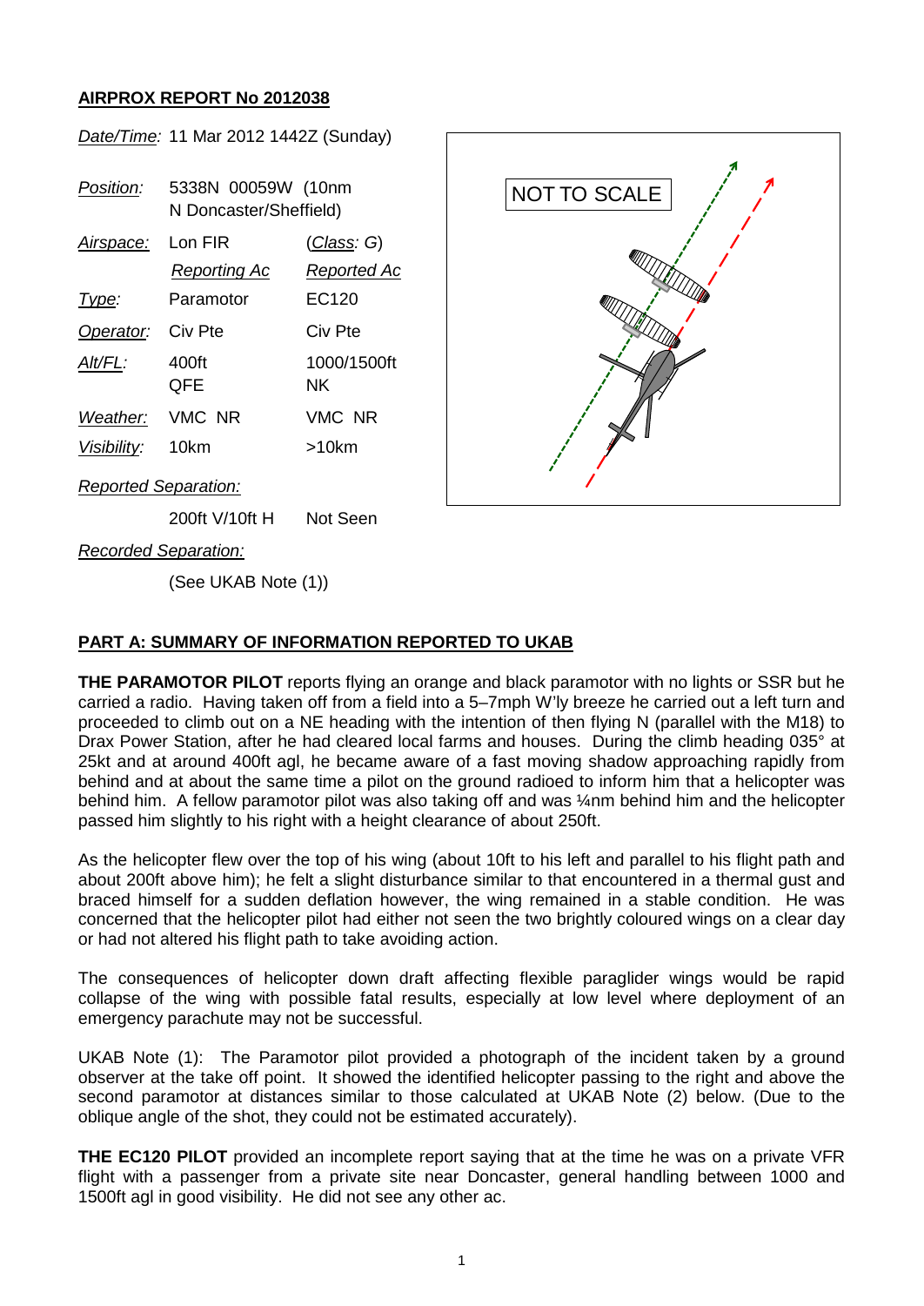## AIRPROX REPORT No 2012038

| | | |
|---|---|---|
| *Date/Time*: | 11 Mar 2012 1442Z (Sunday) | |
| *Position*: | 5338N 00059W (10nm N Doncaster/Sheffield) | |
| *Airspace*: | Lon FIR | (*Class*: G) |
| | *Reporting Ac* | *Reported Ac* |
| *Type*: | Paramotor | EC120 |
| *Operator*: | Civ Pte | Civ Pte |
| *Alt/FL*: | 400ft QFE | 1000/1500ft NK |
| *Weather*: | VMC NR | VMC NR |
| *Visibility*: | 10km | >10km |
| *Reported Separation*: | | |
| | 200ft V/10ft H | Not Seen |
| *Recorded Separation*: | | |
| | (See UKAB Note (1)) | |

NOT TO SCALE

## PART A: SUMMARY OF INFORMATION REPORTED TO UKAB

**THE PARAMOTOR PILOT** reports flying an orange and black paramotor with no lights or SSR but he carried a radio. Having taken off from a field into a 5–7mph W'ly breeze he carried out a left turn and proceeded to climb out on a NE heading with the intention of then flying N (parallel with the M18) to Drax Power Station, after he had cleared local farms and houses. During the climb heading 035° at 25kt and at around 400ft agl, he became aware of a fast moving shadow approaching rapidly from behind and at about the same time a pilot on the ground radioed to inform him that a helicopter was behind him. A fellow paramotor pilot was also taking off and was ¼nm behind him and the helicopter passed him slightly to his right with a height clearance of about 250ft.

As the helicopter flew over the top of his wing (about 10ft to his left and parallel to his flight path and about 200ft above him); he felt a slight disturbance similar to that encountered in a thermal gust and braced himself for a sudden deflation however, the wing remained in a stable condition. He was concerned that the helicopter pilot had either not seen the two brightly coloured wings on a clear day or had not altered his flight path to take avoiding action.

The consequences of helicopter down draft affecting flexible paraglider wings would be rapid collapse of the wing with possible fatal results, especially at low level where deployment of an emergency parachute may not be successful.

UKAB Note (1): The Paramotor pilot provided a photograph of the incident taken by a ground observer at the take off point. It showed the identified helicopter passing to the right and above the second paramotor at distances similar to those calculated at UKAB Note (2) below. (Due to the oblique angle of the shot, they could not be estimated accurately).

**THE EC120 PILOT** provided an incomplete report saying that at the time he was on a private VFR flight with a passenger from a private site near Doncaster, general handling between 1000 and 1500ft agl in good visibility. He did not see any other ac.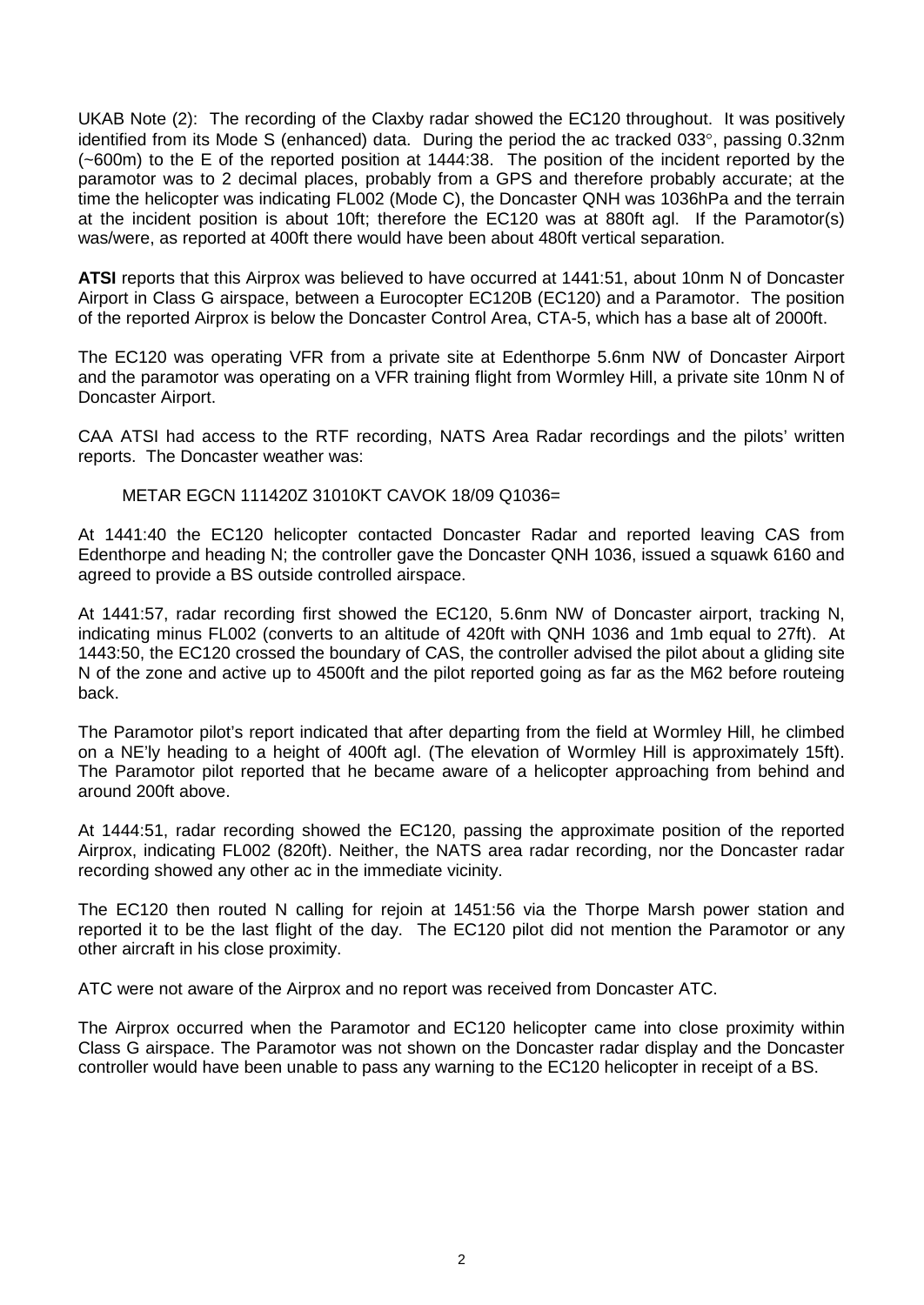UKAB Note (2): The recording of the Claxby radar showed the EC120 throughout. It was positively identified from its Mode S (enhanced) data. During the period the ac tracked 033°, passing 0.32nm (~600m) to the E of the reported position at 1444:38. The position of the incident reported by the paramotor was to 2 decimal places, probably from a GPS and therefore probably accurate; at the time the helicopter was indicating FL002 (Mode C), the Doncaster QNH was 1036hPa and the terrain at the incident position is about 10ft; therefore the EC120 was at 880ft agl. If the Paramotor(s) was/were, as reported at 400ft there would have been about 480ft vertical separation.

**ATSI** reports that this Airprox was believed to have occurred at 1441:51, about 10nm N of Doncaster Airport in Class G airspace, between a Eurocopter EC120B (EC120) and a Paramotor. The position of the reported Airprox is below the Doncaster Control Area, CTA-5, which has a base alt of 2000ft.

The EC120 was operating VFR from a private site at Edenthorpe 5.6nm NW of Doncaster Airport and the paramotor was operating on a VFR training flight from Wormley Hill, a private site 10nm N of Doncaster Airport.

CAA ATSI had access to the RTF recording, NATS Area Radar recordings and the pilots' written reports. The Doncaster weather was:

METAR EGCN 111420Z 31010KT CAVOK 18/09 Q1036=

At 1441:40 the EC120 helicopter contacted Doncaster Radar and reported leaving CAS from Edenthorpe and heading N; the controller gave the Doncaster QNH 1036, issued a squawk 6160 and agreed to provide a BS outside controlled airspace.

At 1441:57, radar recording first showed the EC120, 5.6nm NW of Doncaster airport, tracking N, indicating minus FL002 (converts to an altitude of 420ft with QNH 1036 and 1mb equal to 27ft). At 1443:50, the EC120 crossed the boundary of CAS, the controller advised the pilot about a gliding site N of the zone and active up to 4500ft and the pilot reported going as far as the M62 before routeing back.

The Paramotor pilot's report indicated that after departing from the field at Wormley Hill, he climbed on a NE'ly heading to a height of 400ft agl. (The elevation of Wormley Hill is approximately 15ft). The Paramotor pilot reported that he became aware of a helicopter approaching from behind and around 200ft above.

At 1444:51, radar recording showed the EC120, passing the approximate position of the reported Airprox, indicating FL002 (820ft). Neither, the NATS area radar recording, nor the Doncaster radar recording showed any other ac in the immediate vicinity.

The EC120 then routed N calling for rejoin at 1451:56 via the Thorpe Marsh power station and reported it to be the last flight of the day. The EC120 pilot did not mention the Paramotor or any other aircraft in his close proximity.

ATC were not aware of the Airprox and no report was received from Doncaster ATC.

The Airprox occurred when the Paramotor and EC120 helicopter came into close proximity within Class G airspace. The Paramotor was not shown on the Doncaster radar display and the Doncaster controller would have been unable to pass any warning to the EC120 helicopter in receipt of a BS.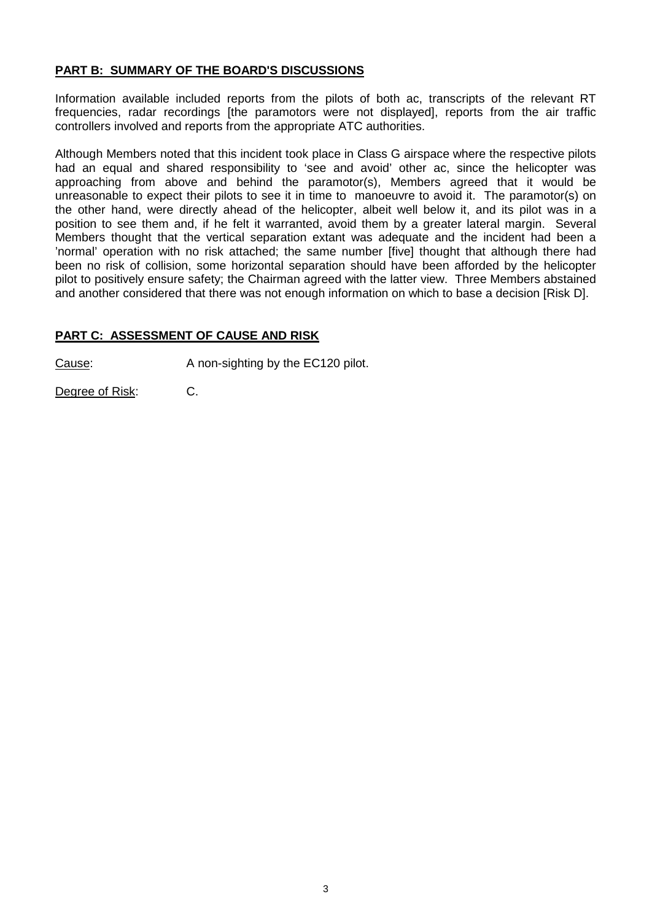**PART B: SUMMARY OF THE BOARD'S DISCUSSIONS**

Information available included reports from the pilots of both ac, transcripts of the relevant RT frequencies, radar recordings [the paramotors were not displayed], reports from the air traffic controllers involved and reports from the appropriate ATC authorities.

Although Members noted that this incident took place in Class G airspace where the respective pilots had an equal and shared responsibility to 'see and avoid' other ac, since the helicopter was approaching from above and behind the paramotor(s), Members agreed that it would be unreasonable to expect their pilots to see it in time to manoeuvre to avoid it. The paramotor(s) on the other hand, were directly ahead of the helicopter, albeit well below it, and its pilot was in a position to see them and, if he felt it warranted, avoid them by a greater lateral margin. Several Members thought that the vertical separation extant was adequate and the incident had been a 'normal' operation with no risk attached; the same number [five] thought that although there had been no risk of collision, some horizontal separation should have been afforded by the helicopter pilot to positively ensure safety; the Chairman agreed with the latter view. Three Members abstained and another considered that there was not enough information on which to base a decision [Risk D].

**PART C: ASSESSMENT OF CAUSE AND RISK**

Cause: A non-sighting by the EC120 pilot.

Degree of Risk: C.